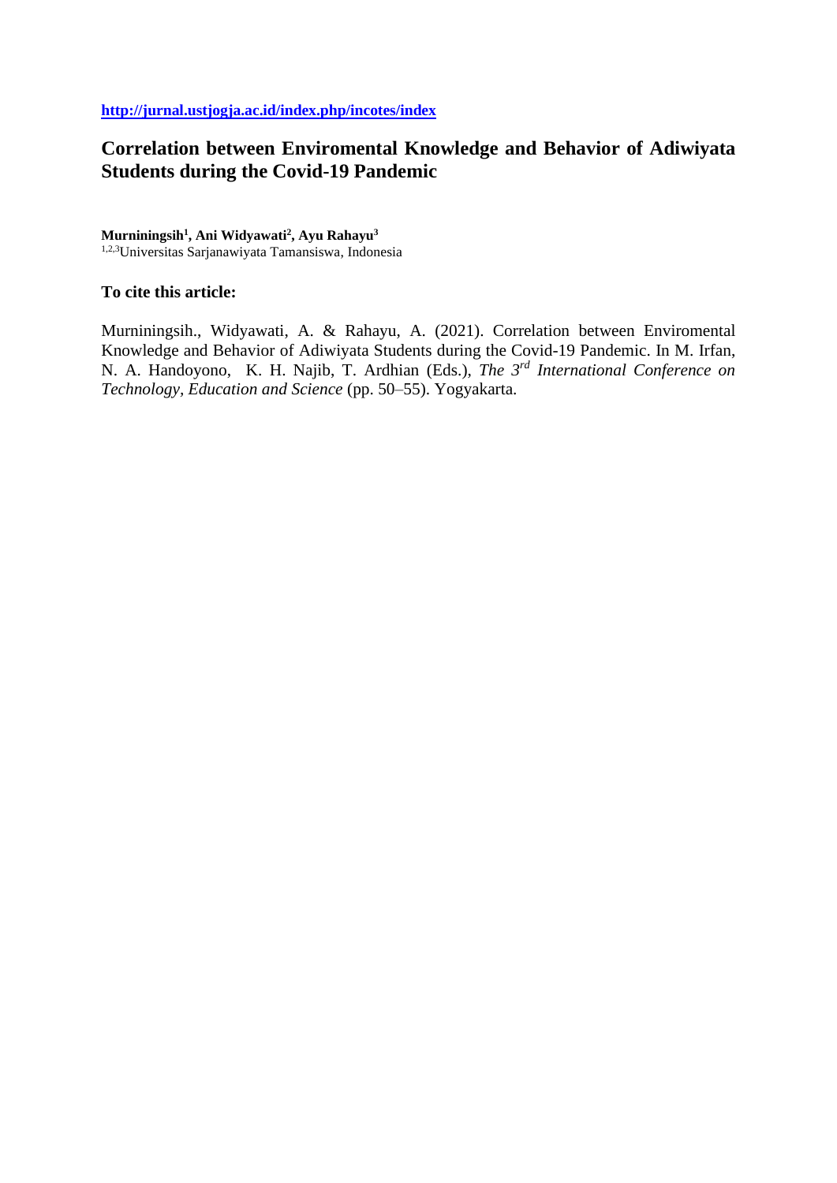http://jurnal.ustjogja.ac.id/index.php/incotes/index

# Correlation between Enviromental Knowledge and Behavior of Adiwiyata Students during the Covid-19 Pandemic

**Murniningsih[1], Ani Widyawati[2], Ayu Rahayu[3]**
[1,2,3]Universitas Sarjanawiyata Tamansiswa, Indonesia

**To cite this article:**

Murniningsih., Widyawati, A. & Rahayu, A. (2021). Correlation between Enviromental Knowledge and Behavior of Adiwiyata Students during the Covid-19 Pandemic. In M. Irfan, N. A. Handoyono, K. H. Najib, T. Ardhian (Eds.), *The 3rd International Conference on Technology, Education and Science* (pp. 50–55). Yogyakarta.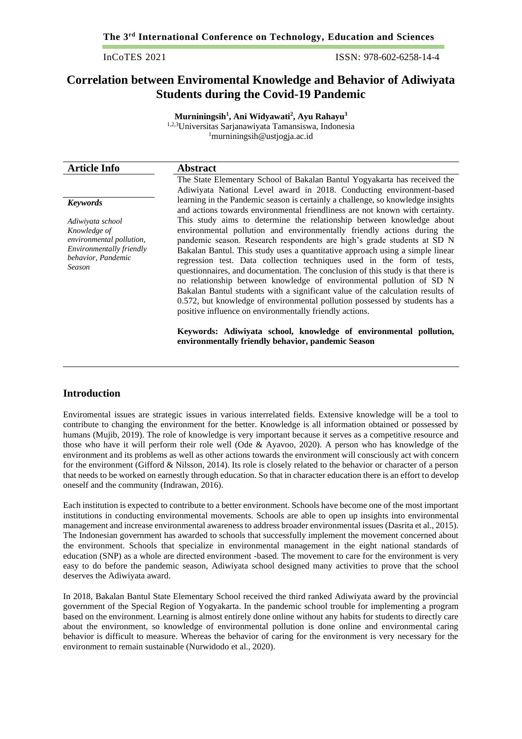# Correlation between Enviromental Knowledge and Behavior of Adiwiyata Students during the Covid-19 Pandemic

**Murniningsih[1], Ani Widyawati[2], Ayu Rahayu[3]**

[1,2,3]Universitas Sarjanawiyata Tamansiswa, Indonesia

[1]murniningsih@ustjogja.ac.id

## Article Info

### Keywords

*Adiwiyata school*
*Knowledge of environmental pollution,*
*Environmentally friendly behavior, Pandemic Season*

## Abstract

The State Elementary School of Bakalan Bantul Yogyakarta has received the Adiwiyata National Level award in 2018. Conducting environment-based learning in the Pandemic season is certainly a challenge, so knowledge insights and actions towards environmental friendliness are not known with certainty. This study aims to determine the relationship between knowledge about environmental pollution and environmentally friendly actions during the pandemic season. Research respondents are high's grade students at SD N Bakalan Bantul. This study uses a quantitative approach using a simple linear regression test. Data collection techniques used in the form of tests, questionnaires, and documentation. The conclusion of this study is that there is no relationship between knowledge of environmental pollution of SD N Bakalan Bantul students with a significant value of the calculation results of 0.572, but knowledge of environmental pollution possessed by students has a positive influence on environmentally friendly actions.

**Keywords: Adiwiyata school, knowledge of environmental pollution, environmentally friendly behavior, pandemic Season**

## Introduction

Enviromental issues are strategic issues in various interrelated fields. Extensive knowledge will be a tool to contribute to changing the environment for the better. Knowledge is all information obtained or possessed by humans (Mujib, 2019). The role of knowledge is very important because it serves as a competitive resource and those who have it will perform their role well (Ode & Ayavoo, 2020). A person who has knowledge of the environment and its problems as well as other actions towards the environment will consciously act with concern for the environment (Gifford & Nilsson, 2014). Its role is closely related to the behavior or character of a person that needs to be worked on earnestly through education. So that in character education there is an effort to develop oneself and the community (Indrawan, 2016).

Each institution is expected to contribute to a better environment. Schools have become one of the most important institutions in conducting environmental movements. Schools are able to open up insights into environmental management and increase environmental awareness to address broader environmental issues (Dasrita et al., 2015). The Indonesian government has awarded to schools that successfully implement the movement concerned about the environment. Schools that specialize in environmental management in the eight national standards of education (SNP) as a whole are directed environment -based. The movement to care for the environment is very easy to do before the pandemic season, Adiwiyata school designed many activities to prove that the school deserves the Adiwiyata award.

In 2018, Bakalan Bantul State Elementary School received the third ranked Adiwiyata award by the provincial government of the Special Region of Yogyakarta. In the pandemic school trouble for implementing a program based on the environment. Learning is almost entirely done online without any habits for students to directly care about the environment, so knowledge of environmental pollution is done online and environmental caring behavior is difficult to measure. Whereas the behavior of caring for the environment is very necessary for the environment to remain sustainable (Nurwidodo et al., 2020).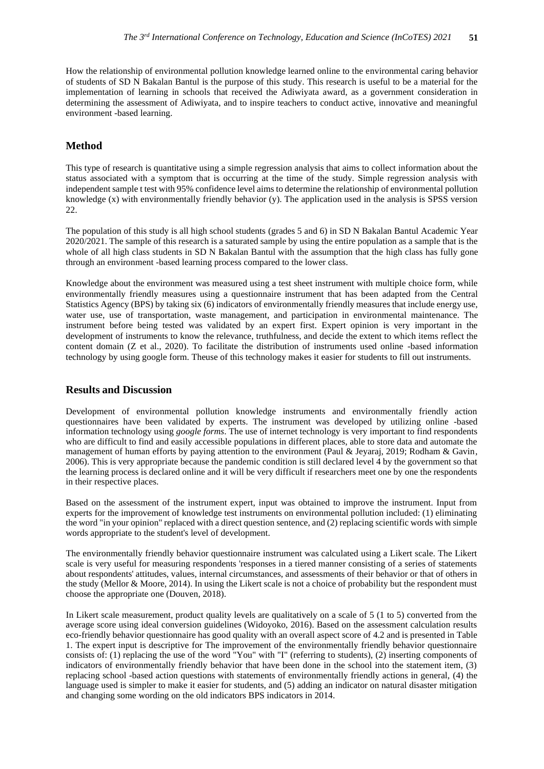How the relationship of environmental pollution knowledge learned online to the environmental caring behavior of students of SD N Bakalan Bantul is the purpose of this study. This research is useful to be a material for the implementation of learning in schools that received the Adiwiyata award, as a government consideration in determining the assessment of Adiwiyata, and to inspire teachers to conduct active, innovative and meaningful environment -based learning.

## Method

This type of research is quantitative using a simple regression analysis that aims to collect information about the status associated with a symptom that is occurring at the time of the study. Simple regression analysis with independent sample t test with 95% confidence level aims to determine the relationship of environmental pollution knowledge (x) with environmentally friendly behavior (y). The application used in the analysis is SPSS version 22.

The population of this study is all high school students (grades 5 and 6) in SD N Bakalan Bantul Academic Year 2020/2021. The sample of this research is a saturated sample by using the entire population as a sample that is the whole of all high class students in SD N Bakalan Bantul with the assumption that the high class has fully gone through an environment -based learning process compared to the lower class.

Knowledge about the environment was measured using a test sheet instrument with multiple choice form, while environmentally friendly measures using a questionnaire instrument that has been adapted from the Central Statistics Agency (BPS) by taking six (6) indicators of environmentally friendly measures that include energy use, water use, use of transportation, waste management, and participation in environmental maintenance. The instrument before being tested was validated by an expert first. Expert opinion is very important in the development of instruments to know the relevance, truthfulness, and decide the extent to which items reflect the content domain (Z et al., 2020). To facilitate the distribution of instruments used online -based information technology by using google form. Theuse of this technology makes it easier for students to fill out instruments.

## Results and Discussion

Development of environmental pollution knowledge instruments and environmentally friendly action questionnaires have been validated by experts. The instrument was developed by utilizing online -based information technology using *google forms*. The use of internet technology is very important to find respondents who are difficult to find and easily accessible populations in different places, able to store data and automate the management of human efforts by paying attention to the environment (Paul & Jeyaraj, 2019; Rodham & Gavin, 2006). This is very appropriate because the pandemic condition is still declared level 4 by the government so that the learning process is declared online and it will be very difficult if researchers meet one by one the respondents in their respective places.

Based on the assessment of the instrument expert, input was obtained to improve the instrument. Input from experts for the improvement of knowledge test instruments on environmental pollution included: (1) eliminating the word "in your opinion" replaced with a direct question sentence, and (2) replacing scientific words with simple words appropriate to the student's level of development.

The environmentally friendly behavior questionnaire instrument was calculated using a Likert scale. The Likert scale is very useful for measuring respondents 'responses in a tiered manner consisting of a series of statements about respondents' attitudes, values, internal circumstances, and assessments of their behavior or that of others in the study (Mellor & Moore, 2014). In using the Likert scale is not a choice of probability but the respondent must choose the appropriate one (Douven, 2018).

In Likert scale measurement, product quality levels are qualitatively on a scale of 5 (1 to 5) converted from the average score using ideal conversion guidelines (Widoyoko, 2016). Based on the assessment calculation results eco-friendly behavior questionnaire has good quality with an overall aspect score of 4.2 and is presented in Table 1. The expert input is descriptive for The improvement of the environmentally friendly behavior questionnaire consists of: (1) replacing the use of the word "You" with "I" (referring to students), (2) inserting components of indicators of environmentally friendly behavior that have been done in the school into the statement item, (3) replacing school -based action questions with statements of environmentally friendly actions in general, (4) the language used is simpler to make it easier for students, and (5) adding an indicator on natural disaster mitigation and changing some wording on the old indicators BPS indicators in 2014.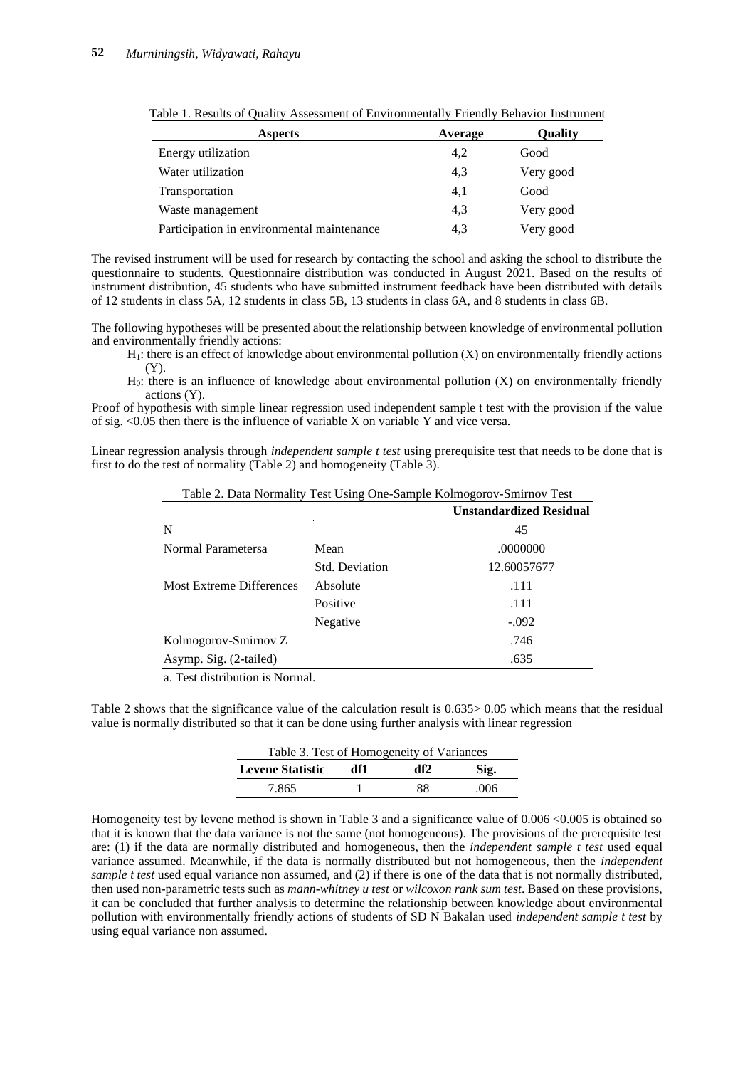Table 1. Results of Quality Assessment of Environmentally Friendly Behavior Instrument

| Aspects | Average | Quality |
|---|---|---|
| Energy utilization | 4,2 | Good |
| Water utilization | 4,3 | Very good |
| Transportation | 4,1 | Good |
| Waste management | 4,3 | Very good |
| Participation in environmental maintenance | 4,3 | Very good |

The revised instrument will be used for research by contacting the school and asking the school to distribute the questionnaire to students. Questionnaire distribution was conducted in August 2021. Based on the results of instrument distribution, 45 students who have submitted instrument feedback have been distributed with details of 12 students in class 5A, 12 students in class 5B, 13 students in class 6A, and 8 students in class 6B.

The following hypotheses will be presented about the relationship between knowledge of environmental pollution and environmentally friendly actions:

- $H_1$: there is an effect of knowledge about environmental pollution (X) on environmentally friendly actions (Y).
- $H_0$: there is an influence of knowledge about environmental pollution (X) on environmentally friendly actions (Y).

Proof of hypothesis with simple linear regression used independent sample t test with the provision if the value of sig. <0.05 then there is the influence of variable X on variable Y and vice versa.

Linear regression analysis through *independent sample t test* using prerequisite test that needs to be done that is first to do the test of normality (Table 2) and homogeneity (Table 3).

Table 2. Data Normality Test Using One-Sample Kolmogorov-Smirnov Test

| | | Unstandardized Residual |
|---|---|---|
| N | | 45 |
| Normal Parametersa | Mean | .0000000 |
| | Std. Deviation | 12.60057677 |
| Most Extreme Differences | Absolute | .111 |
| | Positive | .111 |
| | Negative | -.092 |
| Kolmogorov-Smirnov Z | | .746 |
| Asymp. Sig. (2-tailed) | | .635 |

a. Test distribution is Normal.

Table 2 shows that the significance value of the calculation result is 0.635> 0.05 which means that the residual value is normally distributed so that it can be done using further analysis with linear regression

Table 3. Test of Homogeneity of Variances

| Levene Statistic | df1 | df2 | Sig. |
|---|---|---|---|
| 7.865 | 1 | 88 | .006 |

Homogeneity test by levene method is shown in Table 3 and a significance value of 0.006 <0.005 is obtained so that it is known that the data variance is not the same (not homogeneous). The provisions of the prerequisite test are: (1) if the data are normally distributed and homogeneous, then the *independent sample t test* used equal variance assumed. Meanwhile, if the data is normally distributed but not homogeneous, then the *independent sample t test* used equal variance non assumed, and (2) if there is one of the data that is not normally distributed, then used non-parametric tests such as *mann-whitney u test* or *wilcoxon rank sum test*. Based on these provisions, it can be concluded that further analysis to determine the relationship between knowledge about environmental pollution with environmentally friendly actions of students of SD N Bakalan used *independent sample t test* by using equal variance non assumed.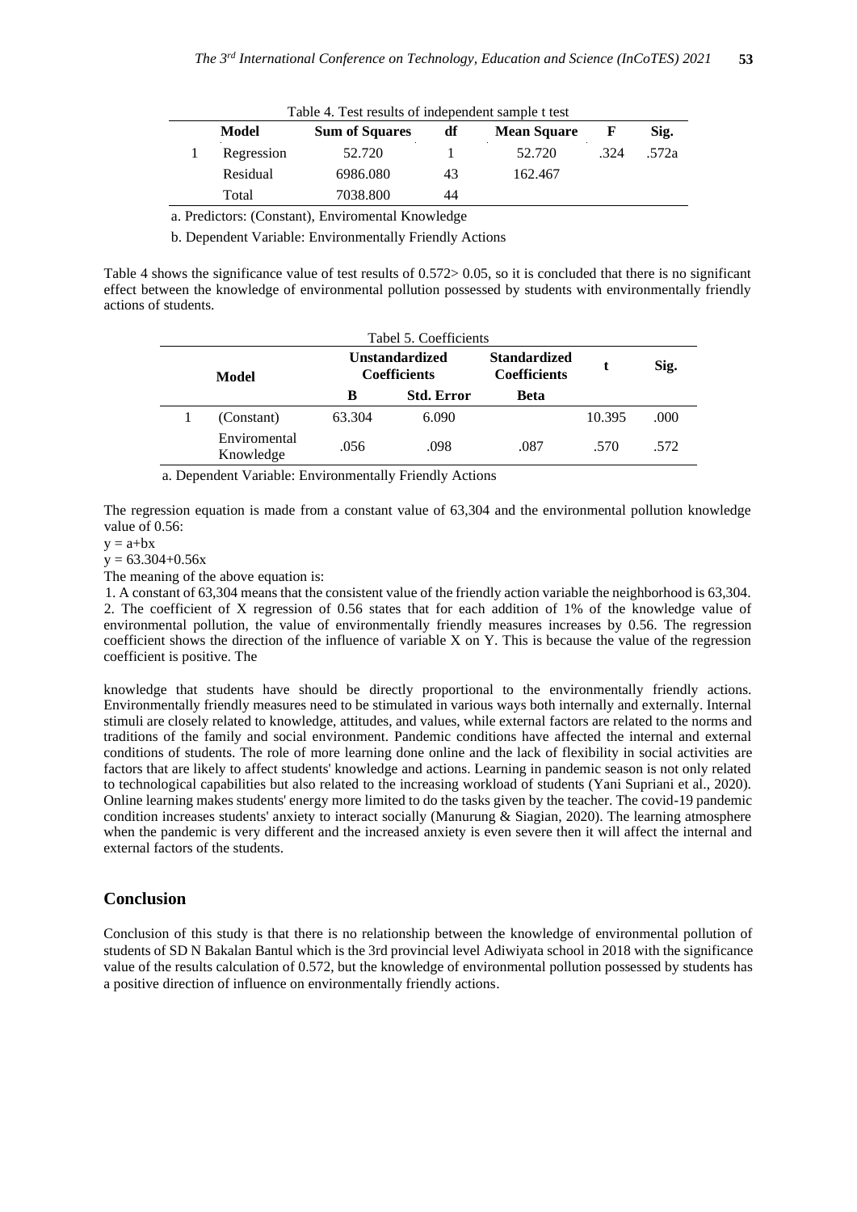Table 4. Test results of independent sample t test

| | Model | Sum of Squares | df | Mean Square | F | Sig. |
|---|---|---|---|---|---|---|
| 1 | Regression | 52.720 | 1 | 52.720 | .324 | .572a |
| | Residual | 6986.080 | 43 | 162.467 | | |
| | Total | 7038.800 | 44 | | | |

a. Predictors: (Constant), Enviromental Knowledge

b. Dependent Variable: Environmentally Friendly Actions

Table 4 shows the significance value of test results of 0.572> 0.05, so it is concluded that there is no significant effect between the knowledge of environmental pollution possessed by students with environmentally friendly actions of students.

Tabel 5. Coefficients

| | Model | Unstandardized Coefficients | | Standardized Coefficients | t | Sig. |
|---|---|---|---|---|---|---|
| | | B | Std. Error | Beta | | |
| 1 | (Constant) | 63.304 | 6.090 | | 10.395 | .000 |
| | Enviromental Knowledge | .056 | .098 | .087 | .570 | .572 |

a. Dependent Variable: Environmentally Friendly Actions

The regression equation is made from a constant value of 63,304 and the environmental pollution knowledge value of 0.56:

$y = a+bx$

$y = 63.304+0.56x$

The meaning of the above equation is:

1. A constant of 63,304 means that the consistent value of the friendly action variable the neighborhood is 63,304.
2. The coefficient of X regression of 0.56 states that for each addition of 1% of the knowledge value of environmental pollution, the value of environmentally friendly measures increases by 0.56. The regression coefficient shows the direction of the influence of variable X on Y. This is because the value of the regression coefficient is positive. The

knowledge that students have should be directly proportional to the environmentally friendly actions. Environmentally friendly measures need to be stimulated in various ways both internally and externally. Internal stimuli are closely related to knowledge, attitudes, and values, while external factors are related to the norms and traditions of the family and social environment. Pandemic conditions have affected the internal and external conditions of students. The role of more learning done online and the lack of flexibility in social activities are factors that are likely to affect students' knowledge and actions. Learning in pandemic season is not only related to technological capabilities but also related to the increasing workload of students (Yani Supriani et al., 2020). Online learning makes students' energy more limited to do the tasks given by the teacher. The covid-19 pandemic condition increases students' anxiety to interact socially (Manurung & Siagian, 2020). The learning atmosphere when the pandemic is very different and the increased anxiety is even severe then it will affect the internal and external factors of the students.

## Conclusion

Conclusion of this study is that there is no relationship between the knowledge of environmental pollution of students of SD N Bakalan Bantul which is the 3rd provincial level Adiwiyata school in 2018 with the significance value of the results calculation of 0.572, but the knowledge of environmental pollution possessed by students has a positive direction of influence on environmentally friendly actions.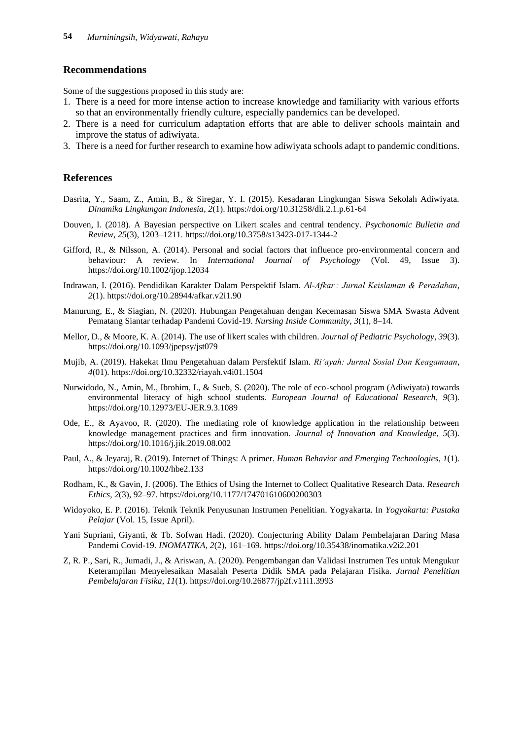## Recommendations

Some of the suggestions proposed in this study are:

1. There is a need for more intense action to increase knowledge and familiarity with various efforts so that an environmentally friendly culture, especially pandemics can be developed.
2. There is a need for curriculum adaptation efforts that are able to deliver schools maintain and improve the status of adiwiyata.
3. There is a need for further research to examine how adiwiyata schools adapt to pandemic conditions.

## References

Dasrita, Y., Saam, Z., Amin, B., & Siregar, Y. I. (2015). Kesadaran Lingkungan Siswa Sekolah Adiwiyata. *Dinamika Lingkungan Indonesia*, *2*(1). https://doi.org/10.31258/dli.2.1.p.61-64

Douven, I. (2018). A Bayesian perspective on Likert scales and central tendency. *Psychonomic Bulletin and Review*, *25*(3), 1203–1211. https://doi.org/10.3758/s13423-017-1344-2

Gifford, R., & Nilsson, A. (2014). Personal and social factors that influence pro-environmental concern and behaviour: A review. In *International Journal of Psychology* (Vol. 49, Issue 3). https://doi.org/10.1002/ijop.12034

Indrawan, I. (2016). Pendidikan Karakter Dalam Perspektif Islam. *Al-Afkar : Jurnal Keislaman & Peradaban*, *2*(1). https://doi.org/10.28944/afkar.v2i1.90

Manurung, E., & Siagian, N. (2020). Hubungan Pengetahuan dengan Kecemasan Siswa SMA Swasta Advent Pematang Siantar terhadap Pandemi Covid-19. *Nursing Inside Community*, *3*(1), 8–14.

Mellor, D., & Moore, K. A. (2014). The use of likert scales with children. *Journal of Pediatric Psychology*, *39*(3). https://doi.org/10.1093/jpepsy/jst079

Mujib, A. (2019). Hakekat Ilmu Pengetahuan dalam Persfektif Islam. *Ri'ayah: Jurnal Sosial Dan Keagamaan*, *4*(01). https://doi.org/10.32332/riayah.v4i01.1504

Nurwidodo, N., Amin, M., Ibrohim, I., & Sueb, S. (2020). The role of eco-school program (Adiwiyata) towards environmental literacy of high school students. *European Journal of Educational Research*, *9*(3). https://doi.org/10.12973/EU-JER.9.3.1089

Ode, E., & Ayavoo, R. (2020). The mediating role of knowledge application in the relationship between knowledge management practices and firm innovation. *Journal of Innovation and Knowledge*, *5*(3). https://doi.org/10.1016/j.jik.2019.08.002

Paul, A., & Jeyaraj, R. (2019). Internet of Things: A primer. *Human Behavior and Emerging Technologies*, *1*(1). https://doi.org/10.1002/hbe2.133

Rodham, K., & Gavin, J. (2006). The Ethics of Using the Internet to Collect Qualitative Research Data. *Research Ethics*, *2*(3), 92–97. https://doi.org/10.1177/174701610600200303

Widoyoko, E. P. (2016). Teknik Teknik Penyusunan Instrumen Penelitian. Yogyakarta. In *Yogyakarta: Pustaka Pelajar* (Vol. 15, Issue April).

Yani Supriani, Giyanti, & Tb. Sofwan Hadi. (2020). Conjecturing Ability Dalam Pembelajaran Daring Masa Pandemi Covid-19. *INOMATIKA*, *2*(2), 161–169. https://doi.org/10.35438/inomatika.v2i2.201

Z, R. P., Sari, R., Jumadi, J., & Ariswan, A. (2020). Pengembangan dan Validasi Instrumen Tes untuk Mengukur Keterampilan Menyelesaikan Masalah Peserta Didik SMA pada Pelajaran Fisika. *Jurnal Penelitian Pembelajaran Fisika*, *11*(1). https://doi.org/10.26877/jp2f.v11i1.3993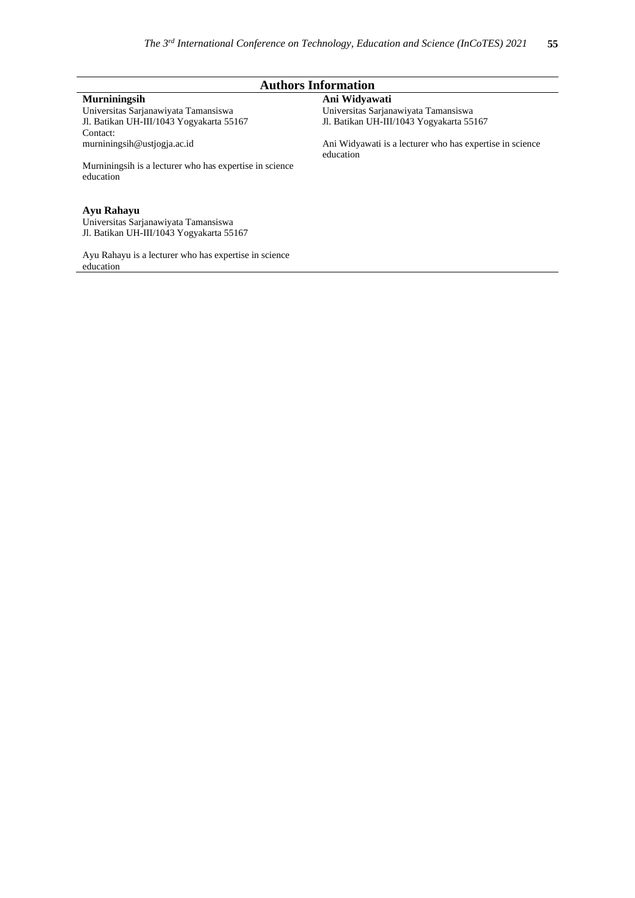## Authors Information

**Murniningsih**
Universitas Sarjanawiyata Tamansiswa
Jl. Batikan UH-III/1043 Yogyakarta 55167
Contact:
murniningsih@ustjogja.ac.id

Murniningsih is a lecturer who has expertise in science education

**Ayu Rahayu**
Universitas Sarjanawiyata Tamansiswa
Jl. Batikan UH-III/1043 Yogyakarta 55167

Ayu Rahayu is a lecturer who has expertise in science education

**Ani Widyawati**
Universitas Sarjanawiyata Tamansiswa
Jl. Batikan UH-III/1043 Yogyakarta 55167

Ani Widyawati is a lecturer who has expertise in science education